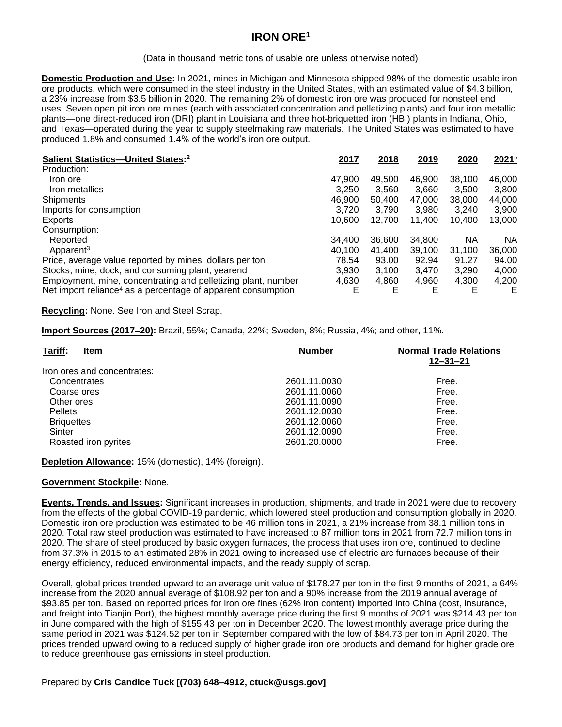# IRON ORE[1]

(Data in thousand metric tons of usable ore unless otherwise noted)

**Domestic Production and Use:** In 2021, mines in Michigan and Minnesota shipped 98% of the domestic usable iron ore products, which were consumed in the steel industry in the United States, with an estimated value of $4.3 billion, a 23% increase from $3.5 billion in 2020. The remaining 2% of domestic iron ore was produced for nonsteel end uses. Seven open pit iron ore mines (each with associated concentration and pelletizing plants) and four iron metallic plants—one direct-reduced iron (DRI) plant in Louisiana and three hot-briquetted iron (HBI) plants in Indiana, Ohio, and Texas—operated during the year to supply steelmaking raw materials. The United States was estimated to have produced 1.8% and consumed 1.4% of the world's iron ore output.

| Salient Statistics—United States:[2] | 2017 | 2018 | 2019 | 2020 | 2021[e] |
|---|---|---|---|---|---|
| Production: | | | | | |
| Iron ore | 47,900 | 49,500 | 46,900 | 38,100 | 46,000 |
| Iron metallics | 3,250 | 3,560 | 3,660 | 3,500 | 3,800 |
| Shipments | 46,900 | 50,400 | 47,000 | 38,000 | 44,000 |
| Imports for consumption | 3,720 | 3,790 | 3,980 | 3,240 | 3,900 |
| Exports | 10,600 | 12,700 | 11,400 | 10,400 | 13,000 |
| Consumption: | | | | | |
| Reported | 34,400 | 36,600 | 34,800 | NA | NA |
| Apparent[3] | 40,100 | 41,400 | 39,100 | 31,100 | 36,000 |
| Price, average value reported by mines, dollars per ton | 78.54 | 93.00 | 92.94 | 91.27 | 94.00 |
| Stocks, mine, dock, and consuming plant, yearend | 3,930 | 3,100 | 3,470 | 3,290 | 4,000 |
| Employment, mine, concentrating and pelletizing plant, number | 4,630 | 4,860 | 4,960 | 4,300 | 4,200 |
| Net import reliance[4] as a percentage of apparent consumption | E | E | E | E | E |

**Recycling:** None. See Iron and Steel Scrap.

**Import Sources (2017–20):** Brazil, 55%; Canada, 22%; Sweden, 8%; Russia, 4%; and other, 11%.

| Tariff: Item | Number | Normal Trade Relations 12–31–21 |
|---|---|---|
| Iron ores and concentrates: | | |
| Concentrates | 2601.11.0030 | Free. |
| Coarse ores | 2601.11.0060 | Free. |
| Other ores | 2601.11.0090 | Free. |
| Pellets | 2601.12.0030 | Free. |
| Briquettes | 2601.12.0060 | Free. |
| Sinter | 2601.12.0090 | Free. |
| Roasted iron pyrites | 2601.20.0000 | Free. |

**Depletion Allowance:** 15% (domestic), 14% (foreign).

**Government Stockpile:** None.

**Events, Trends, and Issues:** Significant increases in production, shipments, and trade in 2021 were due to recovery from the effects of the global COVID-19 pandemic, which lowered steel production and consumption globally in 2020. Domestic iron ore production was estimated to be 46 million tons in 2021, a 21% increase from 38.1 million tons in 2020. Total raw steel production was estimated to have increased to 87 million tons in 2021 from 72.7 million tons in 2020. The share of steel produced by basic oxygen furnaces, the process that uses iron ore, continued to decline from 37.3% in 2015 to an estimated 28% in 2021 owing to increased use of electric arc furnaces because of their energy efficiency, reduced environmental impacts, and the ready supply of scrap.

Overall, global prices trended upward to an average unit value of $178.27 per ton in the first 9 months of 2021, a 64% increase from the 2020 annual average of $108.92 per ton and a 90% increase from the 2019 annual average of $93.85 per ton. Based on reported prices for iron ore fines (62% iron content) imported into China (cost, insurance, and freight into Tianjin Port), the highest monthly average price during the first 9 months of 2021 was $214.43 per ton in June compared with the high of $155.43 per ton in December 2020. The lowest monthly average price during the same period in 2021 was $124.52 per ton in September compared with the low of $84.73 per ton in April 2020. The prices trended upward owing to a reduced supply of higher grade iron ore products and demand for higher grade ore to reduce greenhouse gas emissions in steel production.

Prepared by **Cris Candice Tuck [(703) 648–4912, ctuck@usgs.gov]**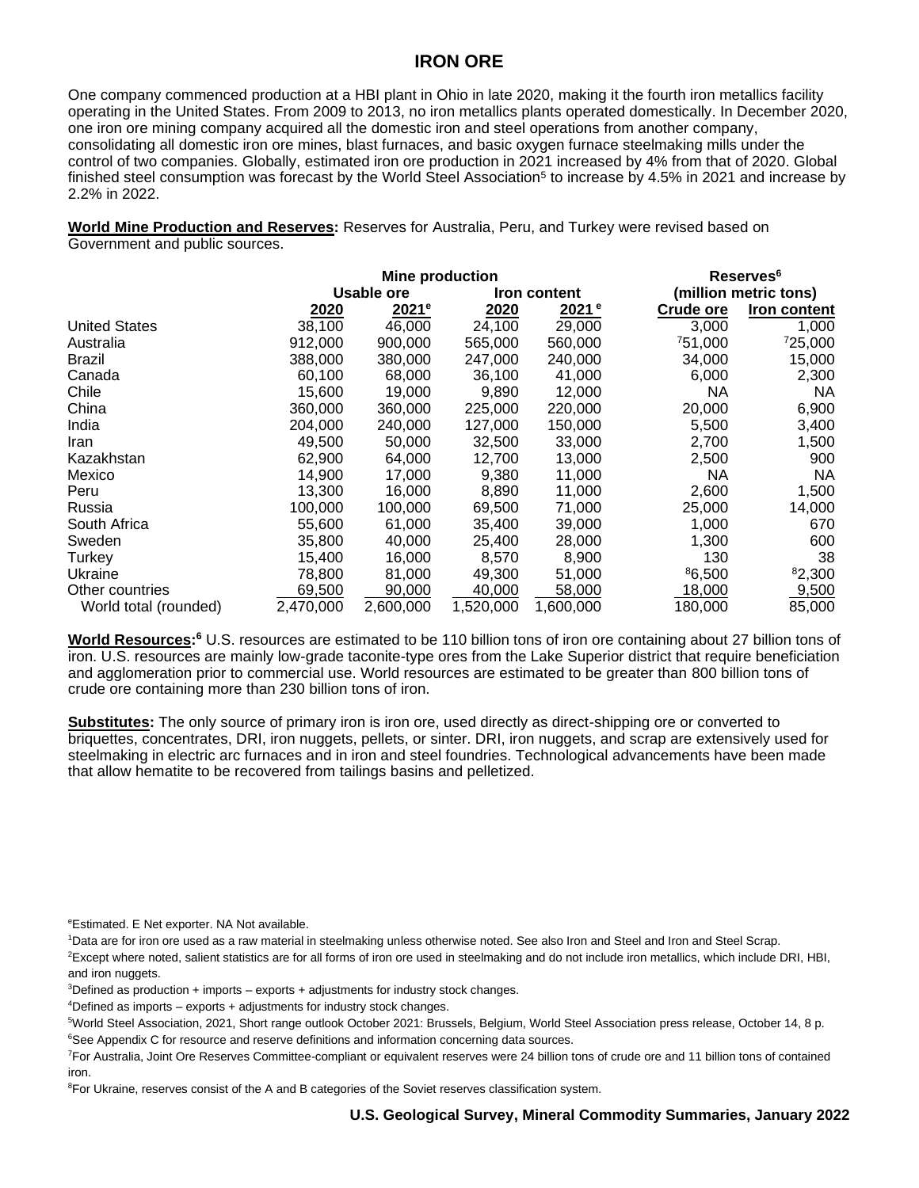# IRON ORE

One company commenced production at a HBI plant in Ohio in late 2020, making it the fourth iron metallics facility operating in the United States. From 2009 to 2013, no iron metallics plants operated domestically. In December 2020, one iron ore mining company acquired all the domestic iron and steel operations from another company, consolidating all domestic iron ore mines, blast furnaces, and basic oxygen furnace steelmaking mills under the control of two companies. Globally, estimated iron ore production in 2021 increased by 4% from that of 2020. Global finished steel consumption was forecast by the World Steel Association[5] to increase by 4.5% in 2021 and increase by 2.2% in 2022.

**World Mine Production and Reserves:** Reserves for Australia, Peru, and Turkey were revised based on Government and public sources.

| | Mine production | | | | Reserves[6] (million metric tons) | |
|---|---|---|---|---|---|---|
| | Usable ore | | Iron content | | | |
| | 2020 | 2021[e] | 2020 | 2021[e] | Crude ore | Iron content |
| United States | 38,100 | 46,000 | 24,100 | 29,000 | 3,000 | 1,000 |
| Australia | 912,000 | 900,000 | 565,000 | 560,000 | [7]51,000 | [7]25,000 |
| Brazil | 388,000 | 380,000 | 247,000 | 240,000 | 34,000 | 15,000 |
| Canada | 60,100 | 68,000 | 36,100 | 41,000 | 6,000 | 2,300 |
| Chile | 15,600 | 19,000 | 9,890 | 12,000 | NA | NA |
| China | 360,000 | 360,000 | 225,000 | 220,000 | 20,000 | 6,900 |
| India | 204,000 | 240,000 | 127,000 | 150,000 | 5,500 | 3,400 |
| Iran | 49,500 | 50,000 | 32,500 | 33,000 | 2,700 | 1,500 |
| Kazakhstan | 62,900 | 64,000 | 12,700 | 13,000 | 2,500 | 900 |
| Mexico | 14,900 | 17,000 | 9,380 | 11,000 | NA | NA |
| Peru | 13,300 | 16,000 | 8,890 | 11,000 | 2,600 | 1,500 |
| Russia | 100,000 | 100,000 | 69,500 | 71,000 | 25,000 | 14,000 |
| South Africa | 55,600 | 61,000 | 35,400 | 39,000 | 1,000 | 670 |
| Sweden | 35,800 | 40,000 | 25,400 | 28,000 | 1,300 | 600 |
| Turkey | 15,400 | 16,000 | 8,570 | 8,900 | 130 | 38 |
| Ukraine | 78,800 | 81,000 | 49,300 | 51,000 | [8]6,500 | [8]2,300 |
| Other countries | 69,500 | 90,000 | 40,000 | 58,000 | 18,000 | 9,500 |
| World total (rounded) | 2,470,000 | 2,600,000 | 1,520,000 | 1,600,000 | 180,000 | 85,000 |

**World Resources:**[6] U.S. resources are estimated to be 110 billion tons of iron ore containing about 27 billion tons of iron. U.S. resources are mainly low-grade taconite-type ores from the Lake Superior district that require beneficiation and agglomeration prior to commercial use. World resources are estimated to be greater than 800 billion tons of crude ore containing more than 230 billion tons of iron.

**Substitutes:** The only source of primary iron is iron ore, used directly as direct-shipping ore or converted to briquettes, concentrates, DRI, iron nuggets, pellets, or sinter. DRI, iron nuggets, and scrap are extensively used for steelmaking in electric arc furnaces and in iron and steel foundries. Technological advancements have been made that allow hematite to be recovered from tailings basins and pelletized.

[e]Estimated. E Net exporter. NA Not available.

[1]Data are for iron ore used as a raw material in steelmaking unless otherwise noted. See also Iron and Steel and Iron and Steel Scrap.

[2]Except where noted, salient statistics are for all forms of iron ore used in steelmaking and do not include iron metallics, which include DRI, HBI, and iron nuggets.

[3]Defined as production + imports – exports + adjustments for industry stock changes.

[4]Defined as imports – exports + adjustments for industry stock changes.

[5]World Steel Association, 2021, Short range outlook October 2021: Brussels, Belgium, World Steel Association press release, October 14, 8 p.

[6]See Appendix C for resource and reserve definitions and information concerning data sources.

[7]For Australia, Joint Ore Reserves Committee-compliant or equivalent reserves were 24 billion tons of crude ore and 11 billion tons of contained iron.

[8]For Ukraine, reserves consist of the A and B categories of the Soviet reserves classification system.